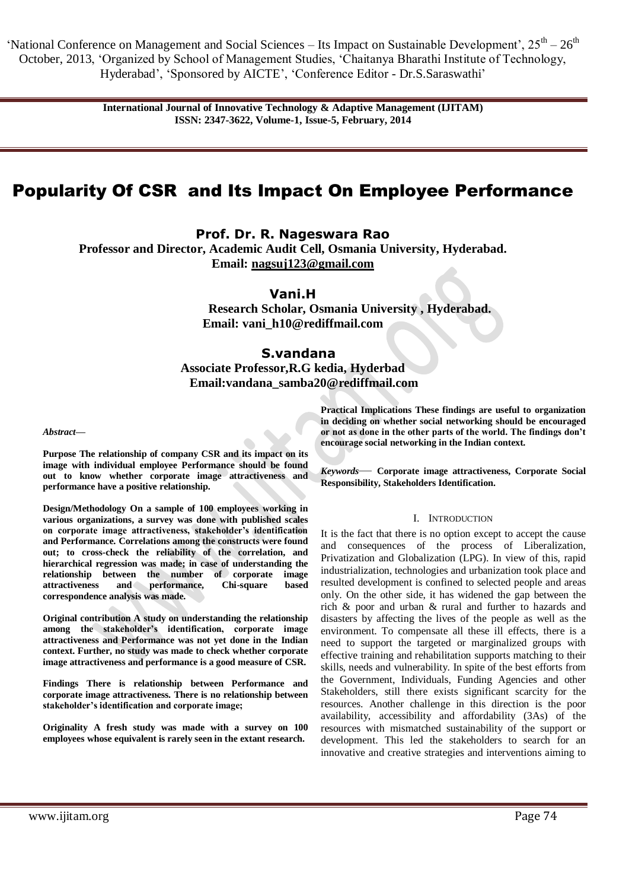# Popularity Of CSR and Its Impact On Employee Performance

**Prof. Dr. R. Nageswara Rao**
**Professor and Director, Academic Audit Cell, Osmania University, Hyderabad.**
**Email: nagsuj123@gmail.com**

**Vani.H**
**Research Scholar, Osmania University , Hyderabad.**
**Email: vani_h10@rediffmail.com**

**S.vandana**
**Associate Professor,R.G kedia, Hyderbad**
**Email:vandana_samba20@rediffmail.com**

***Abstract—***

**Purpose The relationship of company CSR and its impact on its image with individual employee Performance should be found out to know whether corporate image attractiveness and performance have a positive relationship.**

**Design/Methodology On a sample of 100 employees working in various organizations, a survey was done with published scales on corporate image attractiveness, stakeholder's identification and Performance. Correlations among the constructs were found out; to cross-check the reliability of the correlation, and hierarchical regression was made; in case of understanding the relationship between the number of corporate image attractiveness and performance, Chi-square based correspondence analysis was made.**

**Original contribution A study on understanding the relationship among the stakeholder's identification, corporate image attractiveness and Performance was not yet done in the Indian context. Further, no study was made to check whether corporate image attractiveness and performance is a good measure of CSR.**

**Findings There is relationship between Performance and corporate image attractiveness. There is no relationship between stakeholder's identification and corporate image;**

**Originality A fresh study was made with a survey on 100 employees whose equivalent is rarely seen in the extant research.**

**Practical Implications These findings are useful to organization in deciding on whether social networking should be encouraged or not as done in the other parts of the world. The findings don't encourage social networking in the Indian context.**

***Keywords*— Corporate image attractiveness, Corporate Social Responsibility, Stakeholders Identification.**

## I. Introduction

It is the fact that there is no option except to accept the cause and consequences of the process of Liberalization, Privatization and Globalization (LPG). In view of this, rapid industrialization, technologies and urbanization took place and resulted development is confined to selected people and areas only. On the other side, it has widened the gap between the rich & poor and urban & rural and further to hazards and disasters by affecting the lives of the people as well as the environment. To compensate all these ill effects, there is a need to support the targeted or marginalized groups with effective training and rehabilitation supports matching to their skills, needs and vulnerability. In spite of the best efforts from the Government, Individuals, Funding Agencies and other Stakeholders, still there exists significant scarcity for the resources. Another challenge in this direction is the poor availability, accessibility and affordability (3As) of the resources with mismatched sustainability of the support or development. This led the stakeholders to search for an innovative and creative strategies and interventions aiming to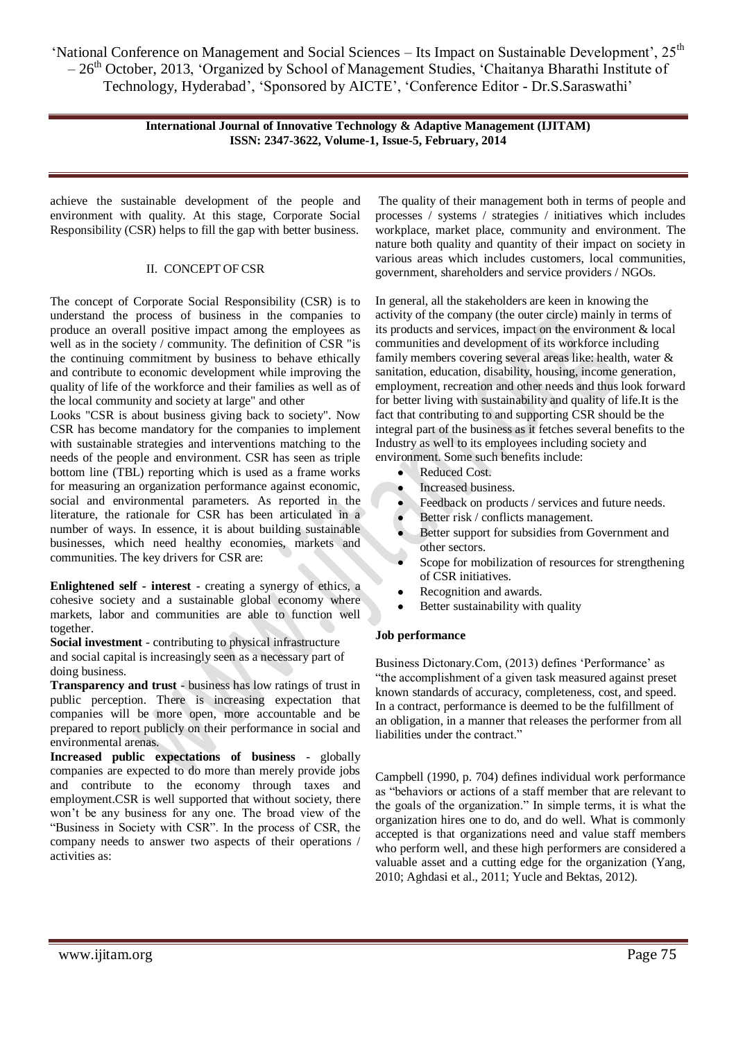achieve the sustainable development of the people and environment with quality. At this stage, Corporate Social Responsibility (CSR) helps to fill the gap with better business.

## II. CONCEPT OF CSR

The concept of Corporate Social Responsibility (CSR) is to understand the process of business in the companies to produce an overall positive impact among the employees as well as in the society / community. The definition of CSR "is the continuing commitment by business to behave ethically and contribute to economic development while improving the quality of life of the workforce and their families as well as of the local community and society at large" and other

Looks "CSR is about business giving back to society". Now CSR has become mandatory for the companies to implement with sustainable strategies and interventions matching to the needs of the people and environment. CSR has seen as triple bottom line (TBL) reporting which is used as a frame works for measuring an organization performance against economic, social and environmental parameters. As reported in the literature, the rationale for CSR has been articulated in a number of ways. In essence, it is about building sustainable businesses, which need healthy economies, markets and communities. The key drivers for CSR are:

**Enlightened self - interest** - creating a synergy of ethics, a cohesive society and a sustainable global economy where markets, labor and communities are able to function well together.

**Social investment** - contributing to physical infrastructure and social capital is increasingly seen as a necessary part of doing business.

**Transparency and trust** - business has low ratings of trust in public perception. There is increasing expectation that companies will be more open, more accountable and be prepared to report publicly on their performance in social and environmental arenas.

**Increased public expectations of business** - globally companies are expected to do more than merely provide jobs and contribute to the economy through taxes and employment.CSR is well supported that without society, there won't be any business for any one. The broad view of the "Business in Society with CSR". In the process of CSR, the company needs to answer two aspects of their operations / activities as:

The quality of their management both in terms of people and processes / systems / strategies / initiatives which includes workplace, market place, community and environment. The nature both quality and quantity of their impact on society in various areas which includes customers, local communities, government, shareholders and service providers / NGOs.

In general, all the stakeholders are keen in knowing the activity of the company (the outer circle) mainly in terms of its products and services, impact on the environment & local communities and development of its workforce including family members covering several areas like: health, water & sanitation, education, disability, housing, income generation, employment, recreation and other needs and thus look forward for better living with sustainability and quality of life.It is the fact that contributing to and supporting CSR should be the integral part of the business as it fetches several benefits to the Industry as well to its employees including society and environment. Some such benefits include:

- Reduced Cost.
- Increased business.
- Feedback on products / services and future needs.
- Better risk / conflicts management.
- Better support for subsidies from Government and other sectors.
- Scope for mobilization of resources for strengthening of CSR initiatives.
- Recognition and awards.
- Better sustainability with quality

**Job performance**

Business Dictonary.Com, (2013) defines 'Performance' as "the accomplishment of a given task measured against preset known standards of accuracy, completeness, cost, and speed. In a contract, performance is deemed to be the fulfillment of an obligation, in a manner that releases the performer from all liabilities under the contract."

Campbell (1990, p. 704) defines individual work performance as "behaviors or actions of a staff member that are relevant to the goals of the organization." In simple terms, it is what the organization hires one to do, and do well. What is commonly accepted is that organizations need and value staff members who perform well, and these high performers are considered a valuable asset and a cutting edge for the organization (Yang, 2010; Aghdasi et al., 2011; Yucle and Bektas, 2012).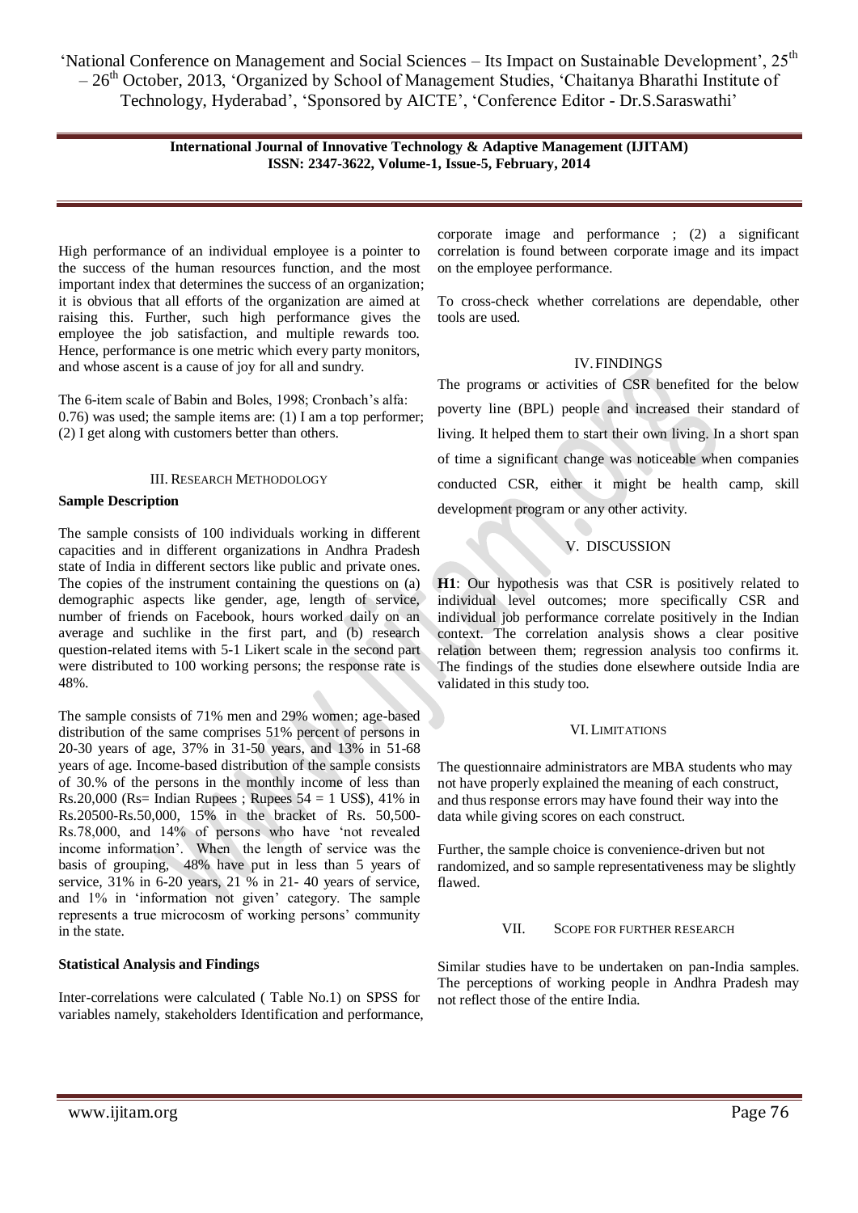High performance of an individual employee is a pointer to the success of the human resources function, and the most important index that determines the success of an organization; it is obvious that all efforts of the organization are aimed at raising this. Further, such high performance gives the employee the job satisfaction, and multiple rewards too. Hence, performance is one metric which every party monitors, and whose ascent is a cause of joy for all and sundry.

The 6-item scale of Babin and Boles, 1998; Cronbach's alfa: 0.76) was used; the sample items are: (1) I am a top performer; (2) I get along with customers better than others.

## III. Research Methodology

**Sample Description**

The sample consists of 100 individuals working in different capacities and in different organizations in Andhra Pradesh state of India in different sectors like public and private ones. The copies of the instrument containing the questions on (a) demographic aspects like gender, age, length of service, number of friends on Facebook, hours worked daily on an average and suchlike in the first part, and (b) research question-related items with 5-1 Likert scale in the second part were distributed to 100 working persons; the response rate is 48%.

The sample consists of 71% men and 29% women; age-based distribution of the same comprises 51% percent of persons in 20-30 years of age, 37% in 31-50 years, and 13% in 51-68 years of age. Income-based distribution of the sample consists of 30.% of the persons in the monthly income of less than Rs.20,000 (Rs= Indian Rupees ; Rupees 54 = 1 US$), 41% in Rs.20500-Rs.50,000, 15% in the bracket of Rs. 50,500-Rs.78,000, and 14% of persons who have 'not revealed income information'. When the length of service was the basis of grouping, 48% have put in less than 5 years of service, 31% in 6-20 years, 21 % in 21- 40 years of service, and 1% in 'information not given' category. The sample represents a true microcosm of working persons' community in the state.

**Statistical Analysis and Findings**

Inter-correlations were calculated ( Table No.1) on SPSS for variables namely, stakeholders Identification and performance, corporate image and performance ; (2) a significant correlation is found between corporate image and its impact on the employee performance.

To cross-check whether correlations are dependable, other tools are used.

## IV. Findings

The programs or activities of CSR benefited for the below poverty line (BPL) people and increased their standard of living. It helped them to start their own living. In a short span of time a significant change was noticeable when companies conducted CSR, either it might be health camp, skill development program or any other activity.

## V. Discussion

**H1**: Our hypothesis was that CSR is positively related to individual level outcomes; more specifically CSR and individual job performance correlate positively in the Indian context. The correlation analysis shows a clear positive relation between them; regression analysis too confirms it. The findings of the studies done elsewhere outside India are validated in this study too.

## VI. Limitations

The questionnaire administrators are MBA students who may not have properly explained the meaning of each construct, and thus response errors may have found their way into the data while giving scores on each construct.

Further, the sample choice is convenience-driven but not randomized, and so sample representativeness may be slightly flawed.

## VII. Scope for further research

Similar studies have to be undertaken on pan-India samples. The perceptions of working people in Andhra Pradesh may not reflect those of the entire India.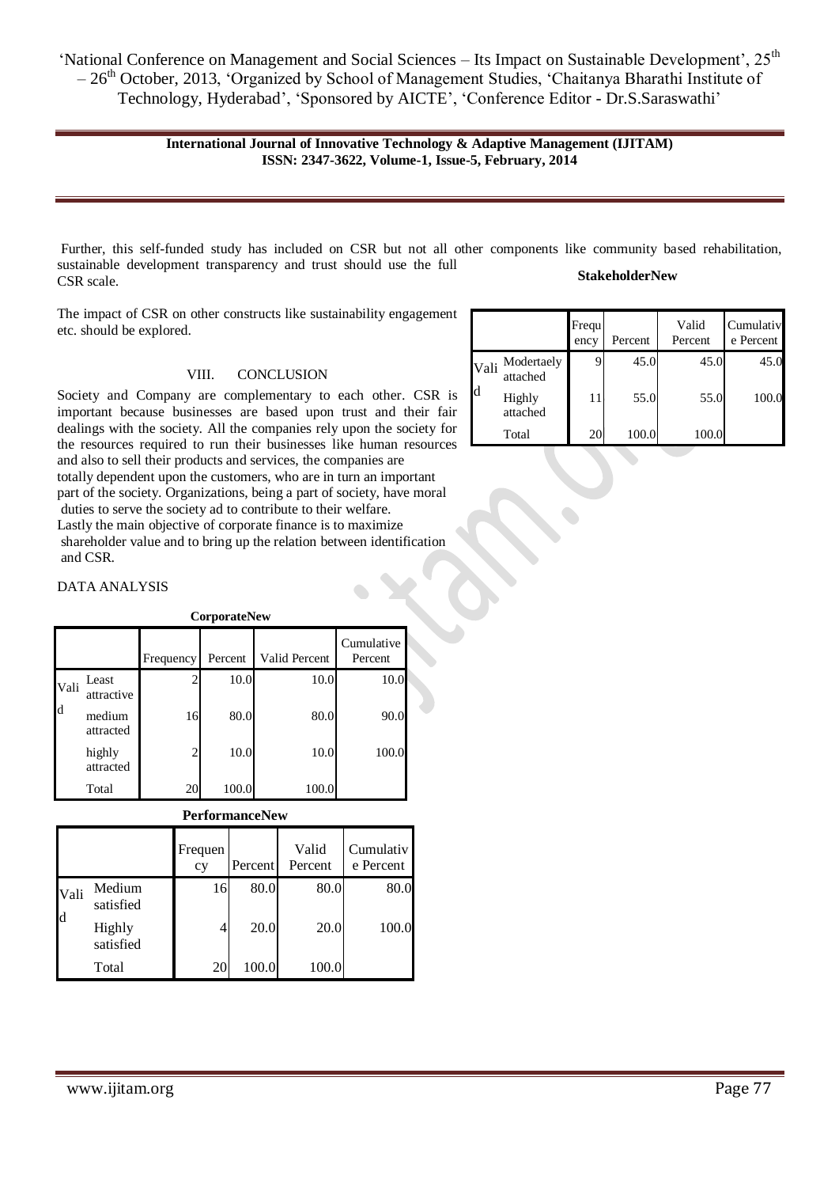Further, this self-funded study has included on CSR but not all other components like community based rehabilitation, sustainable development transparency and trust should use the full CSR scale.

The impact of CSR on other constructs like sustainability engagement etc. should be explored.

## VIII. CONCLUSION

Society and Company are complementary to each other. CSR is important because businesses are based upon trust and their fair dealings with the society. All the companies rely upon the society for the resources required to run their businesses like human resources and also to sell their products and services, the companies are totally dependent upon the customers, who are in turn an important part of the society. Organizations, being a part of society, have moral duties to serve the society ad to contribute to their welfare. Lastly the main objective of corporate finance is to maximize shareholder value and to bring up the relation between identification and CSR.

DATA ANALYSIS

**CorporateNew**

| | | Frequency | Percent | Valid Percent | Cumulative Percent |
|---|---|---|---|---|---|
| Valid | Least attractive | 2 | 10.0 | 10.0 | 10.0 |
| | medium attracted | 16 | 80.0 | 80.0 | 90.0 |
| | highly attracted | 2 | 10.0 | 10.0 | 100.0 |
| | Total | 20 | 100.0 | 100.0 | |

**PerformanceNew**

| | | Frequency | Percent | Valid Percent | Cumulative Percent |
|---|---|---|---|---|---|
| Valid | Medium satisfied | 16 | 80.0 | 80.0 | 80.0 |
| | Highly satisfied | 4 | 20.0 | 20.0 | 100.0 |
| | Total | 20 | 100.0 | 100.0 | |

**StakeholderNew**

| | | Frequency | Percent | Valid Percent | Cumulative Percent |
|---|---|---|---|---|---|
| Valid | Modertaely attached | 9 | 45.0 | 45.0 | 45.0 |
| | Highly attached | 11 | 55.0 | 55.0 | 100.0 |
| | Total | 20 | 100.0 | 100.0 | |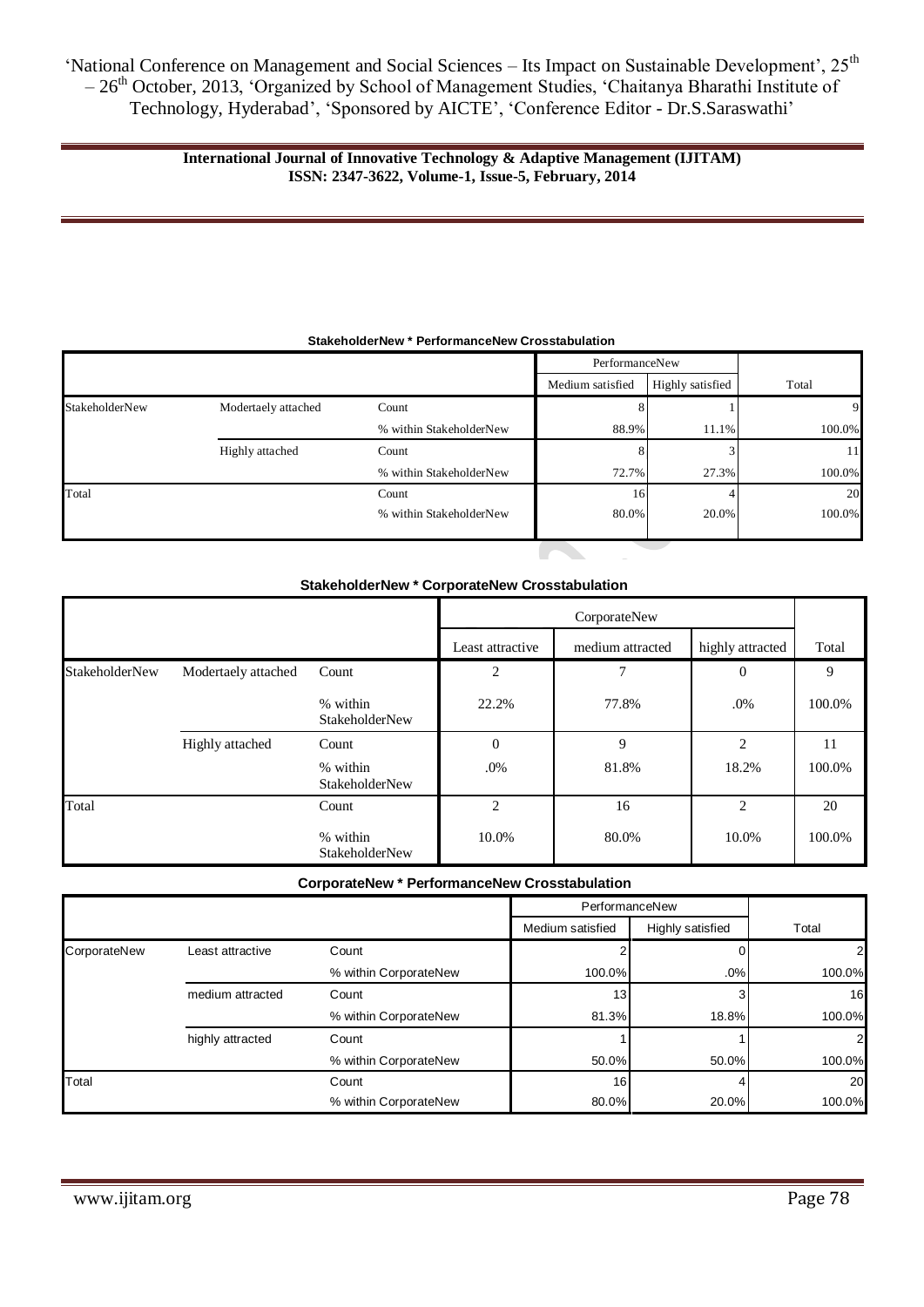**StakeholderNew * PerformanceNew Crosstabulation**

| | | | PerformanceNew | | |
|---|---|---|---|---|---|
| | | | Medium satisfied | Highly satisfied | Total |
| StakeholderNew | Modertaely attached | Count | 8 | 1 | 9 |
| | | % within StakeholderNew | 88.9% | 11.1% | 100.0% |
| | Highly attached | Count | 8 | 3 | 11 |
| | | % within StakeholderNew | 72.7% | 27.3% | 100.0% |
| Total | | Count | 16 | 4 | 20 |
| | | % within StakeholderNew | 80.0% | 20.0% | 100.0% |

**StakeholderNew * CorporateNew Crosstabulation**

| | | | CorporateNew | | | |
|---|---|---|---|---|---|---|
| | | | Least attractive | medium attracted | highly attracted | Total |
| StakeholderNew | Modertaely attached | Count | 2 | 7 | 0 | 9 |
| | | % within StakeholderNew | 22.2% | 77.8% | .0% | 100.0% |
| | Highly attached | Count | 0 | 9 | 2 | 11 |
| | | % within StakeholderNew | .0% | 81.8% | 18.2% | 100.0% |
| Total | | Count | 2 | 16 | 2 | 20 |
| | | % within StakeholderNew | 10.0% | 80.0% | 10.0% | 100.0% |

**CorporateNew * PerformanceNew Crosstabulation**

| | | | PerformanceNew | | |
|---|---|---|---|---|---|
| | | | Medium satisfied | Highly satisfied | Total |
| CorporateNew | Least attractive | Count | 2 | 0 | 2 |
| | | % within CorporateNew | 100.0% | .0% | 100.0% |
| | medium attracted | Count | 13 | 3 | 16 |
| | | % within CorporateNew | 81.3% | 18.8% | 100.0% |
| | highly attracted | Count | 1 | 1 | 2 |
| | | % within CorporateNew | 50.0% | 50.0% | 100.0% |
| Total | | Count | 16 | 4 | 20 |
| | | % within CorporateNew | 80.0% | 20.0% | 100.0% |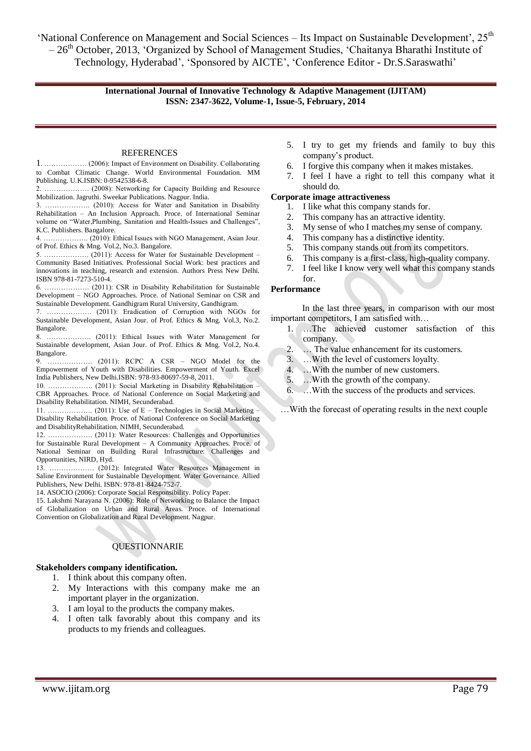## REFERENCES

1. ……………… (2006): Impact of Environment on Disability. Collaborating to Combat Climatic Change. World Environmental Foundation. MM Publishing. U.K.ISBN: 0-9542538-6-8.
2. ………………. (2008): Networking for Capacity Building and Resource Mobilization. Jagruthi. Sweekar Publications. Nagpur. India.
3. ………………. (2010): Access for Water and Sanitation in Disability Rehabilitation – An Inclusion Approach. Proce. of International Seminar volume on "Water,Plumbing, Sanitation and Health-Issues and Challenges", K.C. Publishers. Bangalore.
4. ………………. (2010): Ethical Issues with NGO Management, Asian Jour. of Prof. Ethics & Mng. Vol.2, No.3. Bangalore.
5. ………………. (2011): Access for Water for Sustainable Development – Community Based Initiatives. Professional Social Work: best practices and innovations in teaching, research and extension. Authors Press New Delhi. ISBN 978-81-7273-510-4.
6. ………………. (2011): CSR in Disability Rehabilitation for Sustainable Development – NGO Approaches. Proce. of National Seminar on CSR and Sustainable Development. Gandhigram Rural University, Gandhigram.
7. ………………. (2011): Eradication of Corruption with NGOs for Sustainable Development, Asian Jour. of Prof. Ethics & Mng. Vol.3, No.2. Bangalore.
8. ………………. (2011): Ethical Issues with Water Management for Sustainable development, Asian Jour. of Prof. Ethics & Mng. Vol.2, No.4. Bangalore.
9. ………………. (2011): RCPC A CSR – NGO Model for the Empowerment of Youth with Disabilities. Empowerment of Youth. Excel India Publishers, New Delhi.ISBN: 978-93-80697-59-8, 2011.
10. ………………. (2011): Social Marketing in Disability Rehabilitation – CBR Approaches. Proce. of National Conference on Social Marketing and Disability Rehabilitation. NIMH, Secunderabad.
11. ………………. (2011): Use of E – Technologies in Social Marketing – Disability Rehabilitation. Proce. of National Conference on Social Marketing and DisabilityRehabilitation. NIMH, Secunderabad.
12. ………………. (2011): Water Resources: Challenges and Opportunities for Sustainable Rural Development – A Community Approaches. Proce. of National Seminar on Building Rural Infrastructure: Challenges and Opportunities, NIRD, Hyd.
13. ………………. (2012): Integrated Water Resources Management in Saline Environment for Sustainable Development. Water Governance. Allied Publishers, New Delhi. ISBN: 978-81-8424-752-7.
14. ASOCIO (2006): Corporate Social Responsibility. Policy Paper.
15. Lakshmi Narayana N. (2006): Role of Networking to Balance the Impact of Globalization on Urban and Rural Areas. Proce. of International Convention on Globalization and Rural Development. Nagpur.

## QUESTIONNARIE

**Stakeholders company identification.**

1. I think about this company often.
2. My Interactions with this company make me an important player in the organization.
3. I am loyal to the products the company makes.
4. I often talk favorably about this company and its products to my friends and colleagues.
5. I try to get my friends and family to buy this company's product.
6. I forgive this company when it makes mistakes.
7. I feel I have a right to tell this company what it should do.

**Corporate image attractiveness**

1. I like what this company stands for.
2. This company has an attractive identity.
3. My sense of who I matches my sense of company.
4. This company has a distinctive identity.
5. This company stands out from its competitors.
6. This company is a first-class, high-quality company.
7. I feel like I know very well what this company stands for.

**Performance**

In the last three years, in comparison with our most important competitors, I am satisfied with…

1. …The achieved customer satisfaction of this company.
2. … The value enhancement for its customers.
3. …With the level of customers loyalty.
4. …With the number of new customers.
5. …With the growth of the company.
6. …With the success of the products and services.

…With the forecast of operating results in the next couple